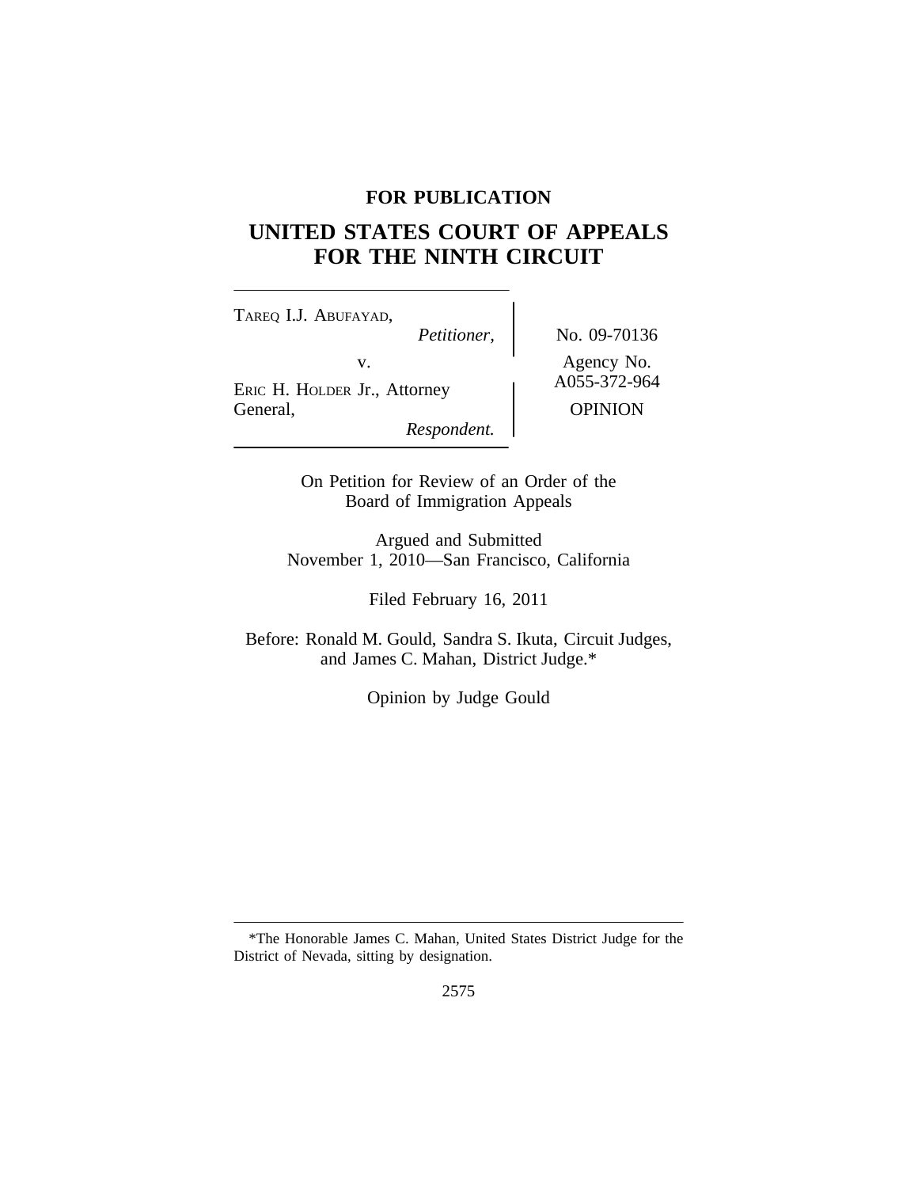**FOR PUBLICATION**

# UNITED STATES COURT OF APPEALS FOR THE NINTH CIRCUIT

TAREQ I.J. ABUFAYAD,
*Petitioner,*

v.

ERIC H. HOLDER Jr., Attorney General,
*Respondent.*

No. 09-70136

Agency No. A055-372-964

OPINION

On Petition for Review of an Order of the Board of Immigration Appeals

Argued and Submitted
November 1, 2010—San Francisco, California

Filed February 16, 2011

Before: Ronald M. Gould, Sandra S. Ikuta, Circuit Judges, and James C. Mahan, District Judge.*

Opinion by Judge Gould

---

*The Honorable James C. Mahan, United States District Judge for the District of Nevada, sitting by designation.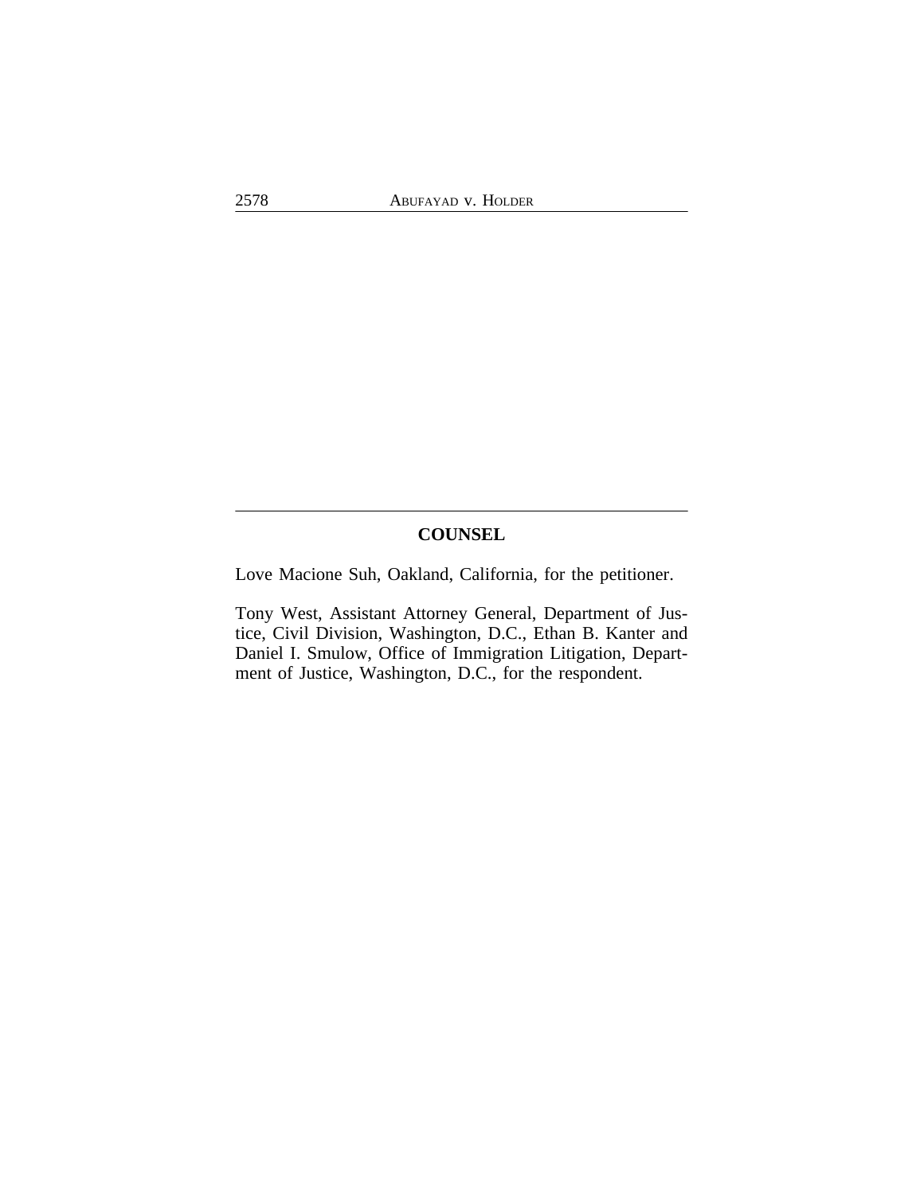## COUNSEL

Love Macione Suh, Oakland, California, for the petitioner.

Tony West, Assistant Attorney General, Department of Justice, Civil Division, Washington, D.C., Ethan B. Kanter and Daniel I. Smulow, Office of Immigration Litigation, Department of Justice, Washington, D.C., for the respondent.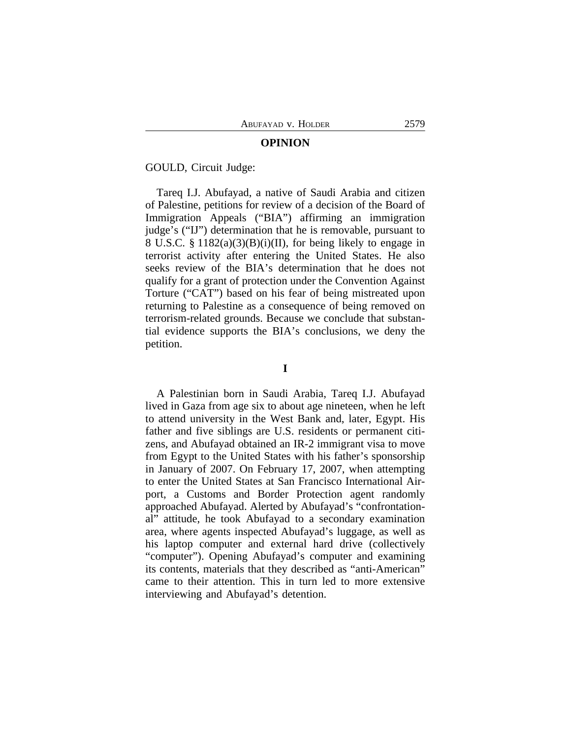## OPINION

GOULD, Circuit Judge:

Tareq I.J. Abufayad, a native of Saudi Arabia and citizen of Palestine, petitions for review of a decision of the Board of Immigration Appeals ("BIA") affirming an immigration judge's ("IJ") determination that he is removable, pursuant to 8 U.S.C. § 1182(a)(3)(B)(i)(II), for being likely to engage in terrorist activity after entering the United States. He also seeks review of the BIA's determination that he does not qualify for a grant of protection under the Convention Against Torture ("CAT") based on his fear of being mistreated upon returning to Palestine as a consequence of being removed on terrorism-related grounds. Because we conclude that substantial evidence supports the BIA's conclusions, we deny the petition.

## I

A Palestinian born in Saudi Arabia, Tareq I.J. Abufayad lived in Gaza from age six to about age nineteen, when he left to attend university in the West Bank and, later, Egypt. His father and five siblings are U.S. residents or permanent citizens, and Abufayad obtained an IR-2 immigrant visa to move from Egypt to the United States with his father's sponsorship in January of 2007. On February 17, 2007, when attempting to enter the United States at San Francisco International Airport, a Customs and Border Protection agent randomly approached Abufayad. Alerted by Abufayad's "confrontational" attitude, he took Abufayad to a secondary examination area, where agents inspected Abufayad's luggage, as well as his laptop computer and external hard drive (collectively "computer"). Opening Abufayad's computer and examining its contents, materials that they described as "anti-American" came to their attention. This in turn led to more extensive interviewing and Abufayad's detention.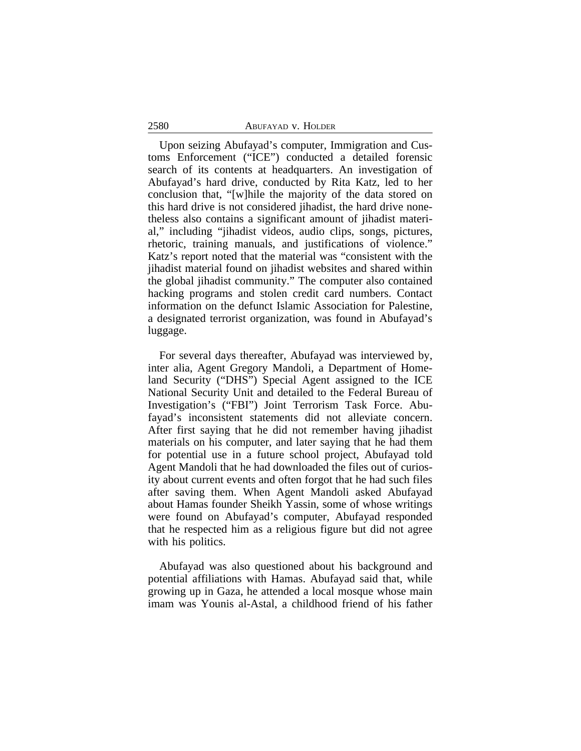Upon seizing Abufayad's computer, Immigration and Customs Enforcement ("ICE") conducted a detailed forensic search of its contents at headquarters. An investigation of Abufayad's hard drive, conducted by Rita Katz, led to her conclusion that, "[w]hile the majority of the data stored on this hard drive is not considered jihadist, the hard drive nonetheless also contains a significant amount of jihadist material," including "jihadist videos, audio clips, songs, pictures, rhetoric, training manuals, and justifications of violence." Katz's report noted that the material was "consistent with the jihadist material found on jihadist websites and shared within the global jihadist community." The computer also contained hacking programs and stolen credit card numbers. Contact information on the defunct Islamic Association for Palestine, a designated terrorist organization, was found in Abufayad's luggage.

For several days thereafter, Abufayad was interviewed by, inter alia, Agent Gregory Mandoli, a Department of Homeland Security ("DHS") Special Agent assigned to the ICE National Security Unit and detailed to the Federal Bureau of Investigation's ("FBI") Joint Terrorism Task Force. Abufayad's inconsistent statements did not alleviate concern. After first saying that he did not remember having jihadist materials on his computer, and later saying that he had them for potential use in a future school project, Abufayad told Agent Mandoli that he had downloaded the files out of curiosity about current events and often forgot that he had such files after saving them. When Agent Mandoli asked Abufayad about Hamas founder Sheikh Yassin, some of whose writings were found on Abufayad's computer, Abufayad responded that he respected him as a religious figure but did not agree with his politics.

Abufayad was also questioned about his background and potential affiliations with Hamas. Abufayad said that, while growing up in Gaza, he attended a local mosque whose main imam was Younis al-Astal, a childhood friend of his father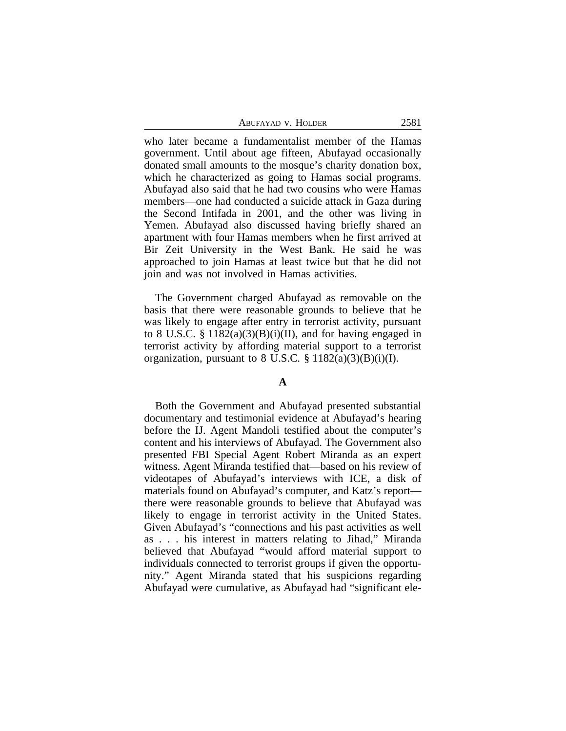who later became a fundamentalist member of the Hamas government. Until about age fifteen, Abufayad occasionally donated small amounts to the mosque's charity donation box, which he characterized as going to Hamas social programs. Abufayad also said that he had two cousins who were Hamas members—one had conducted a suicide attack in Gaza during the Second Intifada in 2001, and the other was living in Yemen. Abufayad also discussed having briefly shared an apartment with four Hamas members when he first arrived at Bir Zeit University in the West Bank. He said he was approached to join Hamas at least twice but that he did not join and was not involved in Hamas activities.

The Government charged Abufayad as removable on the basis that there were reasonable grounds to believe that he was likely to engage after entry in terrorist activity, pursuant to 8 U.S.C. § 1182(a)(3)(B)(i)(II), and for having engaged in terrorist activity by affording material support to a terrorist organization, pursuant to 8 U.S.C. § 1182(a)(3)(B)(i)(I).

### A

Both the Government and Abufayad presented substantial documentary and testimonial evidence at Abufayad's hearing before the IJ. Agent Mandoli testified about the computer's content and his interviews of Abufayad. The Government also presented FBI Special Agent Robert Miranda as an expert witness. Agent Miranda testified that—based on his review of videotapes of Abufayad's interviews with ICE, a disk of materials found on Abufayad's computer, and Katz's report—there were reasonable grounds to believe that Abufayad was likely to engage in terrorist activity in the United States. Given Abufayad's "connections and his past activities as well as . . . his interest in matters relating to Jihad," Miranda believed that Abufayad "would afford material support to individuals connected to terrorist groups if given the opportunity." Agent Miranda stated that his suspicions regarding Abufayad were cumulative, as Abufayad had "significant ele-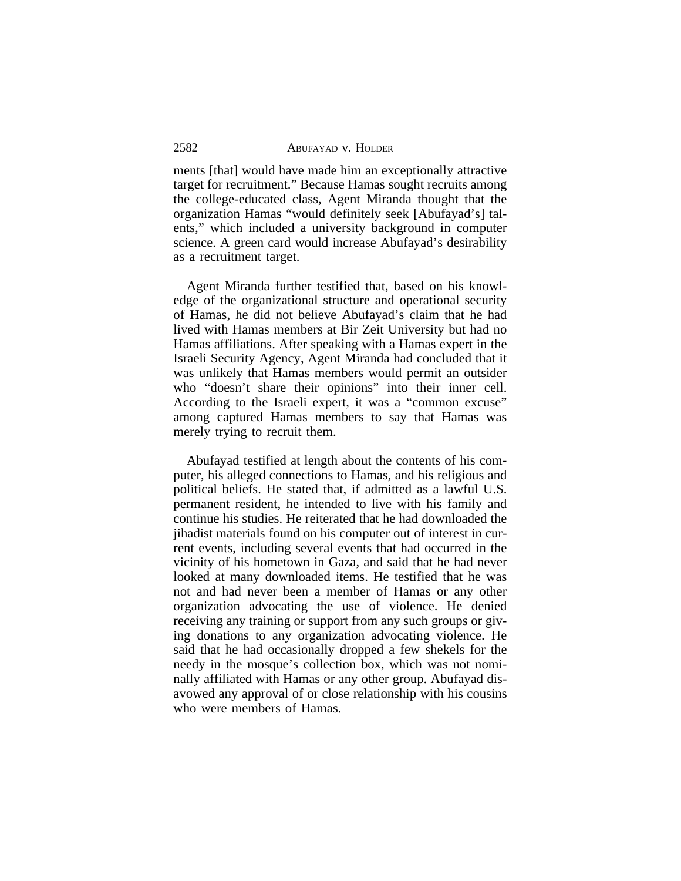ments [that] would have made him an exceptionally attractive target for recruitment." Because Hamas sought recruits among the college-educated class, Agent Miranda thought that the organization Hamas "would definitely seek [Abufayad's] talents," which included a university background in computer science. A green card would increase Abufayad's desirability as a recruitment target.

Agent Miranda further testified that, based on his knowledge of the organizational structure and operational security of Hamas, he did not believe Abufayad's claim that he had lived with Hamas members at Bir Zeit University but had no Hamas affiliations. After speaking with a Hamas expert in the Israeli Security Agency, Agent Miranda had concluded that it was unlikely that Hamas members would permit an outsider who "doesn't share their opinions" into their inner cell. According to the Israeli expert, it was a "common excuse" among captured Hamas members to say that Hamas was merely trying to recruit them.

Abufayad testified at length about the contents of his computer, his alleged connections to Hamas, and his religious and political beliefs. He stated that, if admitted as a lawful U.S. permanent resident, he intended to live with his family and continue his studies. He reiterated that he had downloaded the jihadist materials found on his computer out of interest in current events, including several events that had occurred in the vicinity of his hometown in Gaza, and said that he had never looked at many downloaded items. He testified that he was not and had never been a member of Hamas or any other organization advocating the use of violence. He denied receiving any training or support from any such groups or giving donations to any organization advocating violence. He said that he had occasionally dropped a few shekels for the needy in the mosque's collection box, which was not nominally affiliated with Hamas or any other group. Abufayad disavowed any approval of or close relationship with his cousins who were members of Hamas.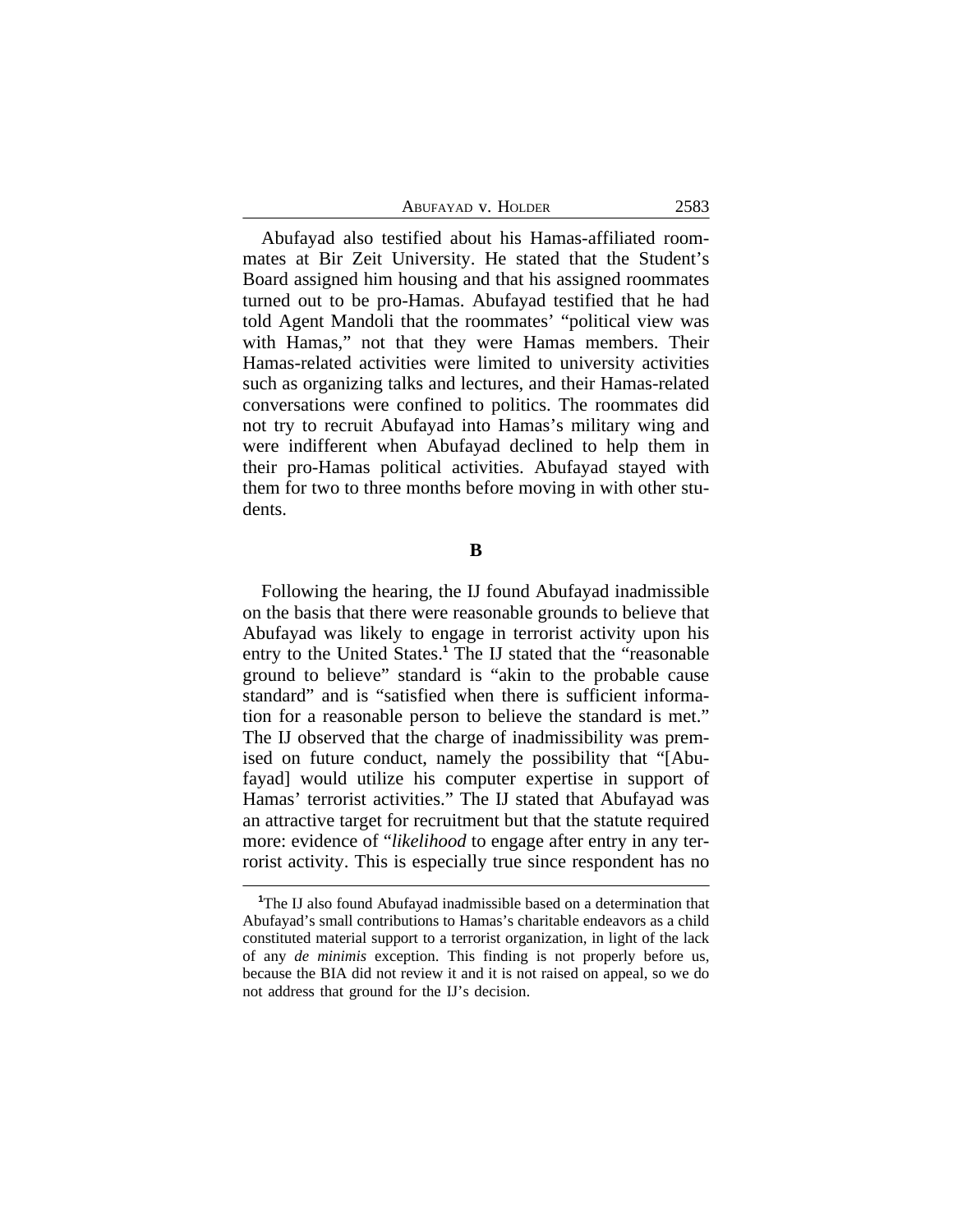Abufayad also testified about his Hamas-affiliated roommates at Bir Zeit University. He stated that the Student's Board assigned him housing and that his assigned roommates turned out to be pro-Hamas. Abufayad testified that he had told Agent Mandoli that the roommates' "political view was with Hamas," not that they were Hamas members. Their Hamas-related activities were limited to university activities such as organizing talks and lectures, and their Hamas-related conversations were confined to politics. The roommates did not try to recruit Abufayad into Hamas's military wing and were indifferent when Abufayad declined to help them in their pro-Hamas political activities. Abufayad stayed with them for two to three months before moving in with other students.

## B

Following the hearing, the IJ found Abufayad inadmissible on the basis that there were reasonable grounds to believe that Abufayad was likely to engage in terrorist activity upon his entry to the United States.[1] The IJ stated that the "reasonable ground to believe" standard is "akin to the probable cause standard" and is "satisfied when there is sufficient information for a reasonable person to believe the standard is met." The IJ observed that the charge of inadmissibility was premised on future conduct, namely the possibility that "[Abufayad] would utilize his computer expertise in support of Hamas' terrorist activities." The IJ stated that Abufayad was an attractive target for recruitment but that the statute required more: evidence of "*likelihood* to engage after entry in any terrorist activity. This is especially true since respondent has no

[1]The IJ also found Abufayad inadmissible based on a determination that Abufayad's small contributions to Hamas's charitable endeavors as a child constituted material support to a terrorist organization, in light of the lack of any *de minimis* exception. This finding is not properly before us, because the BIA did not review it and it is not raised on appeal, so we do not address that ground for the IJ's decision.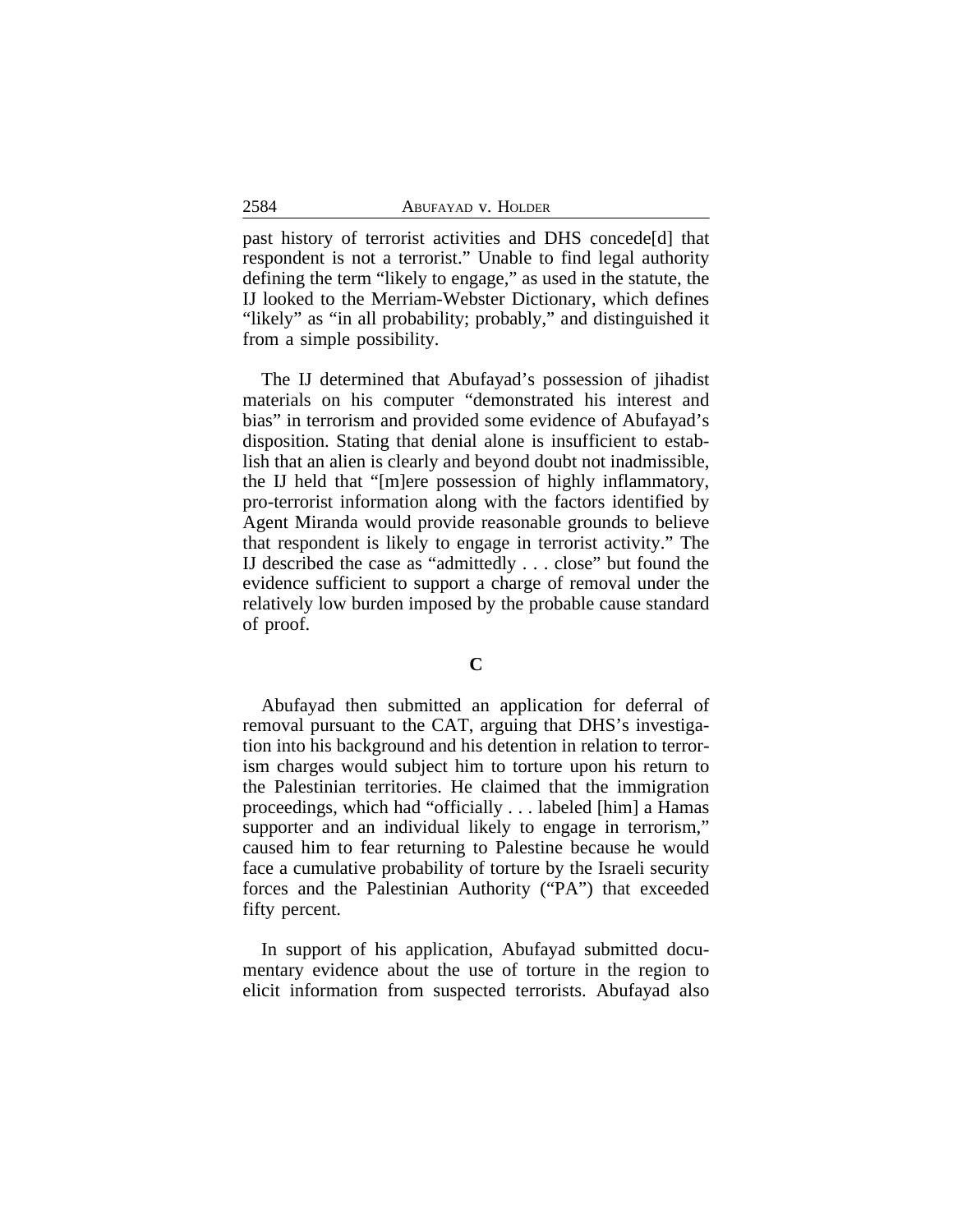past history of terrorist activities and DHS concede[d] that respondent is not a terrorist." Unable to find legal authority defining the term "likely to engage," as used in the statute, the IJ looked to the Merriam-Webster Dictionary, which defines "likely" as "in all probability; probably," and distinguished it from a simple possibility.

The IJ determined that Abufayad's possession of jihadist materials on his computer "demonstrated his interest and bias" in terrorism and provided some evidence of Abufayad's disposition. Stating that denial alone is insufficient to establish that an alien is clearly and beyond doubt not inadmissible, the IJ held that "[m]ere possession of highly inflammatory, pro-terrorist information along with the factors identified by Agent Miranda would provide reasonable grounds to believe that respondent is likely to engage in terrorist activity." The IJ described the case as "admittedly . . . close" but found the evidence sufficient to support a charge of removal under the relatively low burden imposed by the probable cause standard of proof.

### C

Abufayad then submitted an application for deferral of removal pursuant to the CAT, arguing that DHS's investigation into his background and his detention in relation to terrorism charges would subject him to torture upon his return to the Palestinian territories. He claimed that the immigration proceedings, which had "officially . . . labeled [him] a Hamas supporter and an individual likely to engage in terrorism," caused him to fear returning to Palestine because he would face a cumulative probability of torture by the Israeli security forces and the Palestinian Authority ("PA") that exceeded fifty percent.

In support of his application, Abufayad submitted documentary evidence about the use of torture in the region to elicit information from suspected terrorists. Abufayad also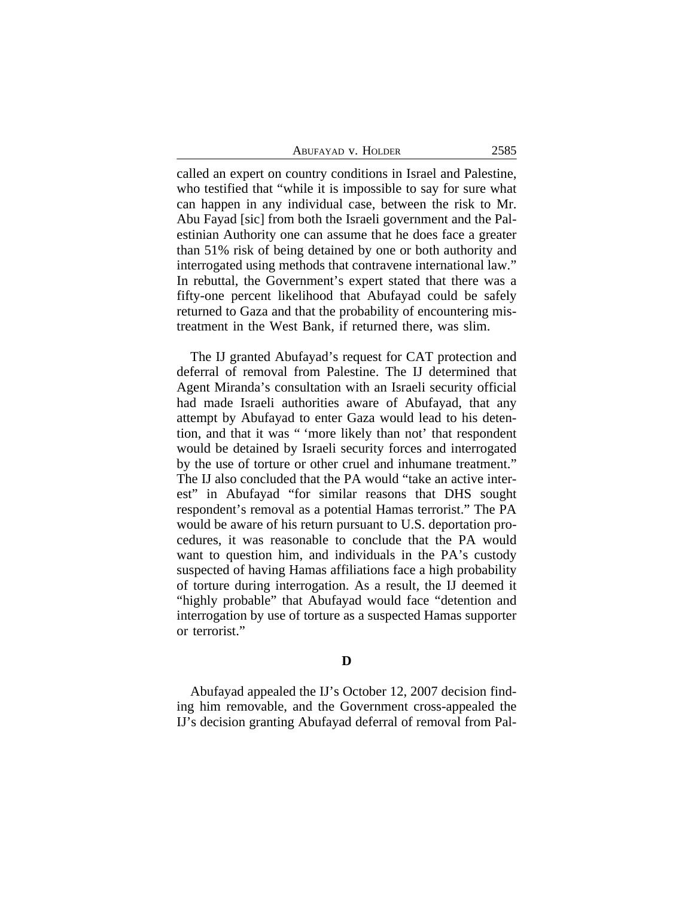called an expert on country conditions in Israel and Palestine, who testified that "while it is impossible to say for sure what can happen in any individual case, between the risk to Mr. Abu Fayad [sic] from both the Israeli government and the Palestinian Authority one can assume that he does face a greater than 51% risk of being detained by one or both authority and interrogated using methods that contravene international law." In rebuttal, the Government's expert stated that there was a fifty-one percent likelihood that Abufayad could be safely returned to Gaza and that the probability of encountering mistreatment in the West Bank, if returned there, was slim.

The IJ granted Abufayad's request for CAT protection and deferral of removal from Palestine. The IJ determined that Agent Miranda's consultation with an Israeli security official had made Israeli authorities aware of Abufayad, that any attempt by Abufayad to enter Gaza would lead to his detention, and that it was " 'more likely than not' that respondent would be detained by Israeli security forces and interrogated by the use of torture or other cruel and inhumane treatment." The IJ also concluded that the PA would "take an active interest" in Abufayad "for similar reasons that DHS sought respondent's removal as a potential Hamas terrorist." The PA would be aware of his return pursuant to U.S. deportation procedures, it was reasonable to conclude that the PA would want to question him, and individuals in the PA's custody suspected of having Hamas affiliations face a high probability of torture during interrogation. As a result, the IJ deemed it "highly probable" that Abufayad would face "detention and interrogation by use of torture as a suspected Hamas supporter or terrorist."

### D

Abufayad appealed the IJ's October 12, 2007 decision finding him removable, and the Government cross-appealed the IJ's decision granting Abufayad deferral of removal from Pal-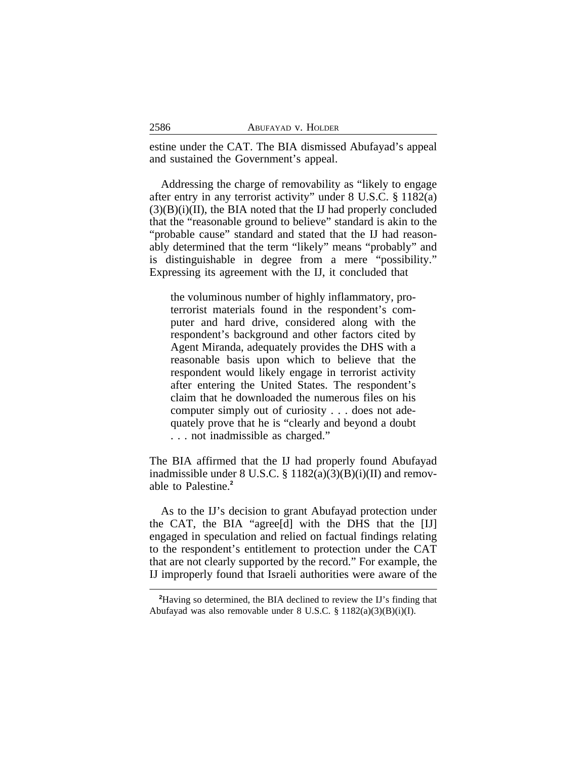estine under the CAT. The BIA dismissed Abufayad's appeal and sustained the Government's appeal.

Addressing the charge of removability as "likely to engage after entry in any terrorist activity" under 8 U.S.C. § 1182(a)(3)(B)(i)(II), the BIA noted that the IJ had properly concluded that the "reasonable ground to believe" standard is akin to the "probable cause" standard and stated that the IJ had reasonably determined that the term "likely" means "probably" and is distinguishable in degree from a mere "possibility." Expressing its agreement with the IJ, it concluded that

> the voluminous number of highly inflammatory, pro-terrorist materials found in the respondent's computer and hard drive, considered along with the respondent's background and other factors cited by Agent Miranda, adequately provides the DHS with a reasonable basis upon which to believe that the respondent would likely engage in terrorist activity after entering the United States. The respondent's claim that he downloaded the numerous files on his computer simply out of curiosity . . . does not adequately prove that he is "clearly and beyond a doubt . . . not inadmissible as charged."

The BIA affirmed that the IJ had properly found Abufayad inadmissible under 8 U.S.C. § 1182(a)(3)(B)(i)(II) and removable to Palestine.[2]

As to the IJ's decision to grant Abufayad protection under the CAT, the BIA "agree[d] with the DHS that the [IJ] engaged in speculation and relied on factual findings relating to the respondent's entitlement to protection under the CAT that are not clearly supported by the record." For example, the IJ improperly found that Israeli authorities were aware of the

---

[2]Having so determined, the BIA declined to review the IJ's finding that Abufayad was also removable under 8 U.S.C. § 1182(a)(3)(B)(i)(I).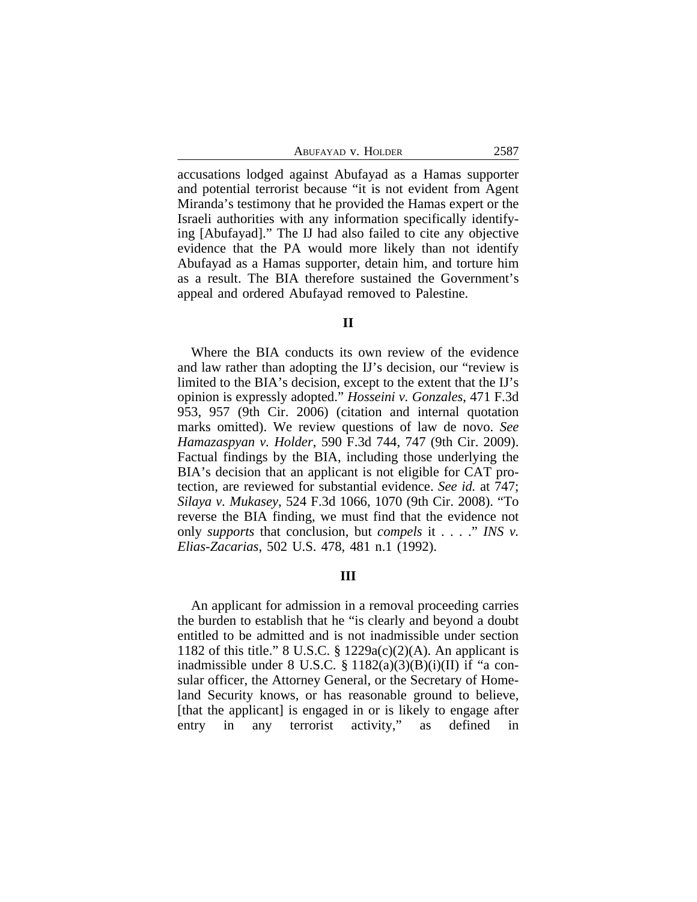accusations lodged against Abufayad as a Hamas supporter and potential terrorist because "it is not evident from Agent Miranda's testimony that he provided the Hamas expert or the Israeli authorities with any information specifically identifying [Abufayad]." The IJ had also failed to cite any objective evidence that the PA would more likely than not identify Abufayad as a Hamas supporter, detain him, and torture him as a result. The BIA therefore sustained the Government's appeal and ordered Abufayad removed to Palestine.

## II

Where the BIA conducts its own review of the evidence and law rather than adopting the IJ's decision, our "review is limited to the BIA's decision, except to the extent that the IJ's opinion is expressly adopted." *Hosseini v. Gonzales*, 471 F.3d 953, 957 (9th Cir. 2006) (citation and internal quotation marks omitted). We review questions of law de novo. *See Hamazaspyan v. Holder*, 590 F.3d 744, 747 (9th Cir. 2009). Factual findings by the BIA, including those underlying the BIA's decision that an applicant is not eligible for CAT protection, are reviewed for substantial evidence. *See id.* at 747; *Silaya v. Mukasey*, 524 F.3d 1066, 1070 (9th Cir. 2008). "To reverse the BIA finding, we must find that the evidence not only *supports* that conclusion, but *compels* it . . . ." *INS v. Elias-Zacarias*, 502 U.S. 478, 481 n.1 (1992).

## III

An applicant for admission in a removal proceeding carries the burden to establish that he "is clearly and beyond a doubt entitled to be admitted and is not inadmissible under section 1182 of this title." 8 U.S.C. § 1229a(c)(2)(A). An applicant is inadmissible under 8 U.S.C. § 1182(a)(3)(B)(i)(II) if "a consular officer, the Attorney General, or the Secretary of Homeland Security knows, or has reasonable ground to believe, [that the applicant] is engaged in or is likely to engage after entry in any terrorist activity," as defined in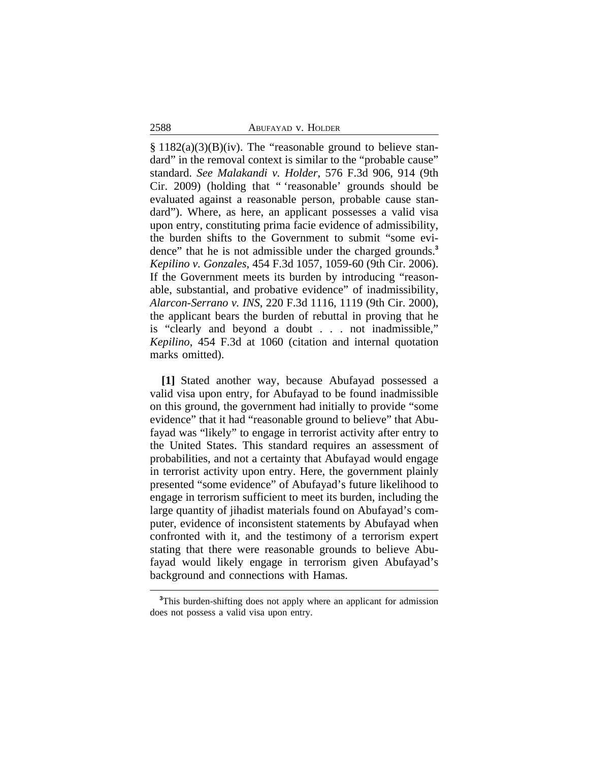§ 1182(a)(3)(B)(iv). The "reasonable ground to believe standard" in the removal context is similar to the "probable cause" standard. *See Malakandi v. Holder*, 576 F.3d 906, 914 (9th Cir. 2009) (holding that " 'reasonable' grounds should be evaluated against a reasonable person, probable cause standard"). Where, as here, an applicant possesses a valid visa upon entry, constituting prima facie evidence of admissibility, the burden shifts to the Government to submit "some evidence" that he is not admissible under the charged grounds.[3] *Kepilino v. Gonzales*, 454 F.3d 1057, 1059-60 (9th Cir. 2006). If the Government meets its burden by introducing "reasonable, substantial, and probative evidence" of inadmissibility, *Alarcon-Serrano v. INS*, 220 F.3d 1116, 1119 (9th Cir. 2000), the applicant bears the burden of rebuttal in proving that he is "clearly and beyond a doubt . . . not inadmissible," *Kepilino*, 454 F.3d at 1060 (citation and internal quotation marks omitted).

**[1]** Stated another way, because Abufayad possessed a valid visa upon entry, for Abufayad to be found inadmissible on this ground, the government had initially to provide "some evidence" that it had "reasonable ground to believe" that Abufayad was "likely" to engage in terrorist activity after entry to the United States. This standard requires an assessment of probabilities, and not a certainty that Abufayad would engage in terrorist activity upon entry. Here, the government plainly presented "some evidence" of Abufayad's future likelihood to engage in terrorism sufficient to meet its burden, including the large quantity of jihadist materials found on Abufayad's computer, evidence of inconsistent statements by Abufayad when confronted with it, and the testimony of a terrorism expert stating that there were reasonable grounds to believe Abufayad would likely engage in terrorism given Abufayad's background and connections with Hamas.

[3]This burden-shifting does not apply where an applicant for admission does not possess a valid visa upon entry.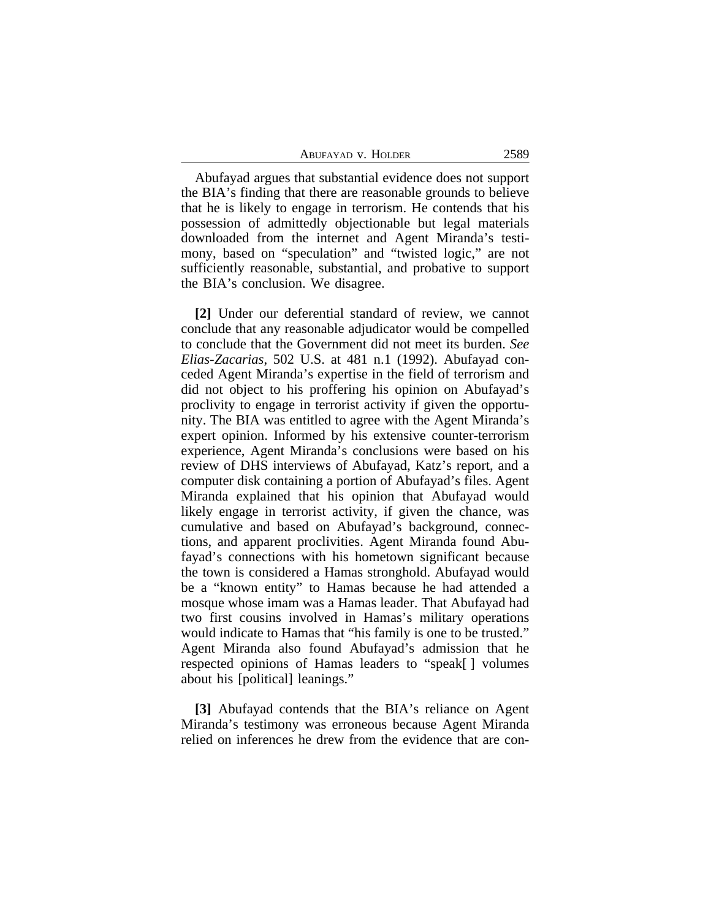Abufayad argues that substantial evidence does not support the BIA's finding that there are reasonable grounds to believe that he is likely to engage in terrorism. He contends that his possession of admittedly objectionable but legal materials downloaded from the internet and Agent Miranda's testimony, based on "speculation" and "twisted logic," are not sufficiently reasonable, substantial, and probative to support the BIA's conclusion. We disagree.

**[2]** Under our deferential standard of review, we cannot conclude that any reasonable adjudicator would be compelled to conclude that the Government did not meet its burden. *See Elias-Zacarias*, 502 U.S. at 481 n.1 (1992). Abufayad conceded Agent Miranda's expertise in the field of terrorism and did not object to his proffering his opinion on Abufayad's proclivity to engage in terrorist activity if given the opportunity. The BIA was entitled to agree with the Agent Miranda's expert opinion. Informed by his extensive counter-terrorism experience, Agent Miranda's conclusions were based on his review of DHS interviews of Abufayad, Katz's report, and a computer disk containing a portion of Abufayad's files. Agent Miranda explained that his opinion that Abufayad would likely engage in terrorist activity, if given the chance, was cumulative and based on Abufayad's background, connections, and apparent proclivities. Agent Miranda found Abufayad's connections with his hometown significant because the town is considered a Hamas stronghold. Abufayad would be a "known entity" to Hamas because he had attended a mosque whose imam was a Hamas leader. That Abufayad had two first cousins involved in Hamas's military operations would indicate to Hamas that "his family is one to be trusted." Agent Miranda also found Abufayad's admission that he respected opinions of Hamas leaders to "speak[ ] volumes about his [political] leanings."

**[3]** Abufayad contends that the BIA's reliance on Agent Miranda's testimony was erroneous because Agent Miranda relied on inferences he drew from the evidence that are con-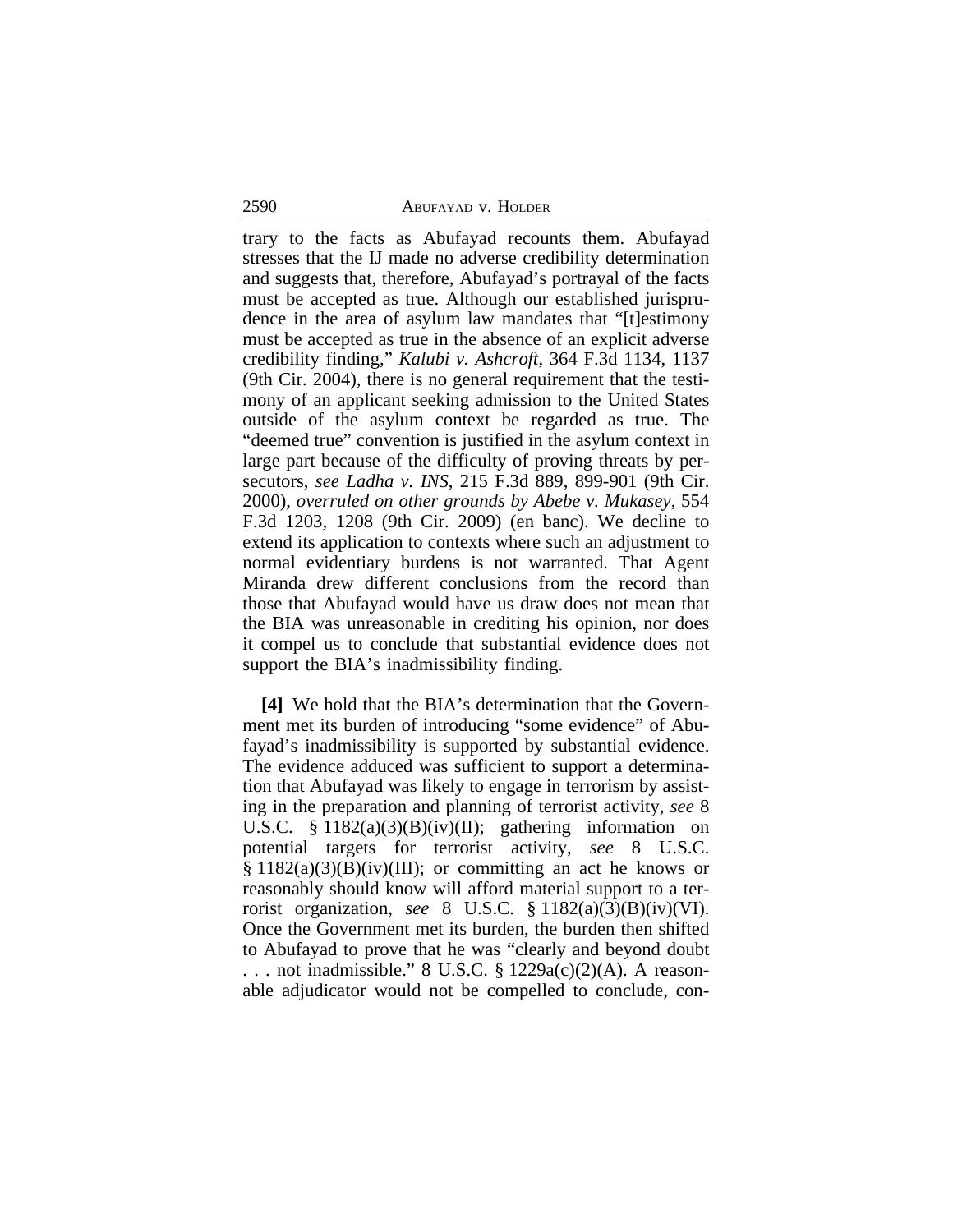trary to the facts as Abufayad recounts them. Abufayad stresses that the IJ made no adverse credibility determination and suggests that, therefore, Abufayad's portrayal of the facts must be accepted as true. Although our established jurisprudence in the area of asylum law mandates that "[t]estimony must be accepted as true in the absence of an explicit adverse credibility finding," *Kalubi v. Ashcroft*, 364 F.3d 1134, 1137 (9th Cir. 2004), there is no general requirement that the testimony of an applicant seeking admission to the United States outside of the asylum context be regarded as true. The "deemed true" convention is justified in the asylum context in large part because of the difficulty of proving threats by persecutors, *see Ladha v. INS*, 215 F.3d 889, 899-901 (9th Cir. 2000), *overruled on other grounds by Abebe v. Mukasey*, 554 F.3d 1203, 1208 (9th Cir. 2009) (en banc). We decline to extend its application to contexts where such an adjustment to normal evidentiary burdens is not warranted. That Agent Miranda drew different conclusions from the record than those that Abufayad would have us draw does not mean that the BIA was unreasonable in crediting his opinion, nor does it compel us to conclude that substantial evidence does not support the BIA's inadmissibility finding.

**[4]** We hold that the BIA's determination that the Government met its burden of introducing "some evidence" of Abufayad's inadmissibility is supported by substantial evidence. The evidence adduced was sufficient to support a determination that Abufayad was likely to engage in terrorism by assisting in the preparation and planning of terrorist activity, *see* 8 U.S.C. § 1182(a)(3)(B)(iv)(II); gathering information on potential targets for terrorist activity, *see* 8 U.S.C. § 1182(a)(3)(B)(iv)(III); or committing an act he knows or reasonably should know will afford material support to a terrorist organization, *see* 8 U.S.C. § 1182(a)(3)(B)(iv)(VI). Once the Government met its burden, the burden then shifted to Abufayad to prove that he was "clearly and beyond doubt . . . not inadmissible." 8 U.S.C. § 1229a(c)(2)(A). A reasonable adjudicator would not be compelled to conclude, con-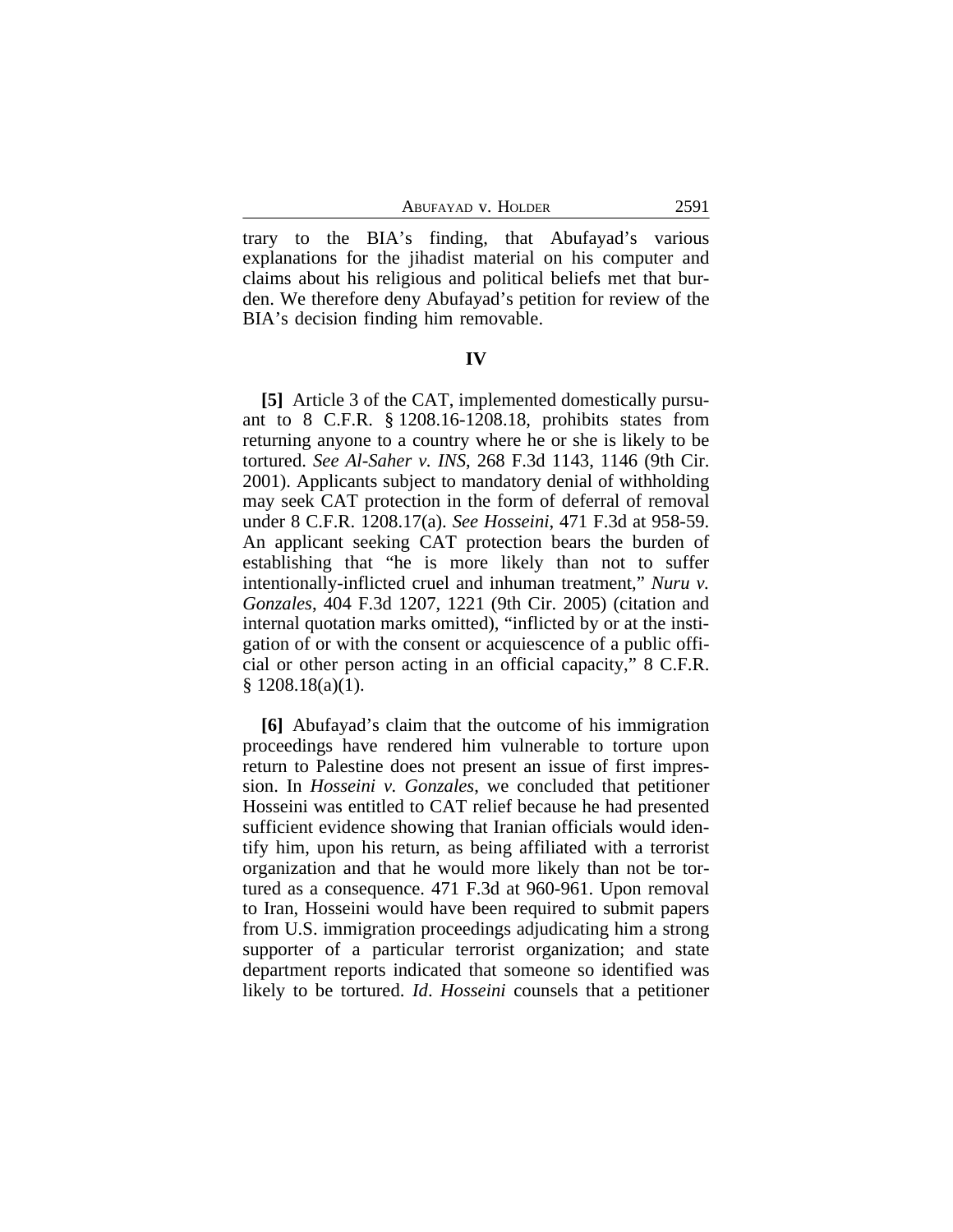trary to the BIA's finding, that Abufayad's various explanations for the jihadist material on his computer and claims about his religious and political beliefs met that burden. We therefore deny Abufayad's petition for review of the BIA's decision finding him removable.

## IV

**[5]** Article 3 of the CAT, implemented domestically pursuant to 8 C.F.R. § 1208.16-1208.18, prohibits states from returning anyone to a country where he or she is likely to be tortured. *See Al-Saher v. INS*, 268 F.3d 1143, 1146 (9th Cir. 2001). Applicants subject to mandatory denial of withholding may seek CAT protection in the form of deferral of removal under 8 C.F.R. 1208.17(a). *See Hosseini*, 471 F.3d at 958-59. An applicant seeking CAT protection bears the burden of establishing that "he is more likely than not to suffer intentionally-inflicted cruel and inhuman treatment," *Nuru v. Gonzales*, 404 F.3d 1207, 1221 (9th Cir. 2005) (citation and internal quotation marks omitted), "inflicted by or at the instigation of or with the consent or acquiescence of a public official or other person acting in an official capacity," 8 C.F.R. § 1208.18(a)(1).

**[6]** Abufayad's claim that the outcome of his immigration proceedings have rendered him vulnerable to torture upon return to Palestine does not present an issue of first impression. In *Hosseini v. Gonzales*, we concluded that petitioner Hosseini was entitled to CAT relief because he had presented sufficient evidence showing that Iranian officials would identify him, upon his return, as being affiliated with a terrorist organization and that he would more likely than not be tortured as a consequence. 471 F.3d at 960-961. Upon removal to Iran, Hosseini would have been required to submit papers from U.S. immigration proceedings adjudicating him a strong supporter of a particular terrorist organization; and state department reports indicated that someone so identified was likely to be tortured. *Id*. *Hosseini* counsels that a petitioner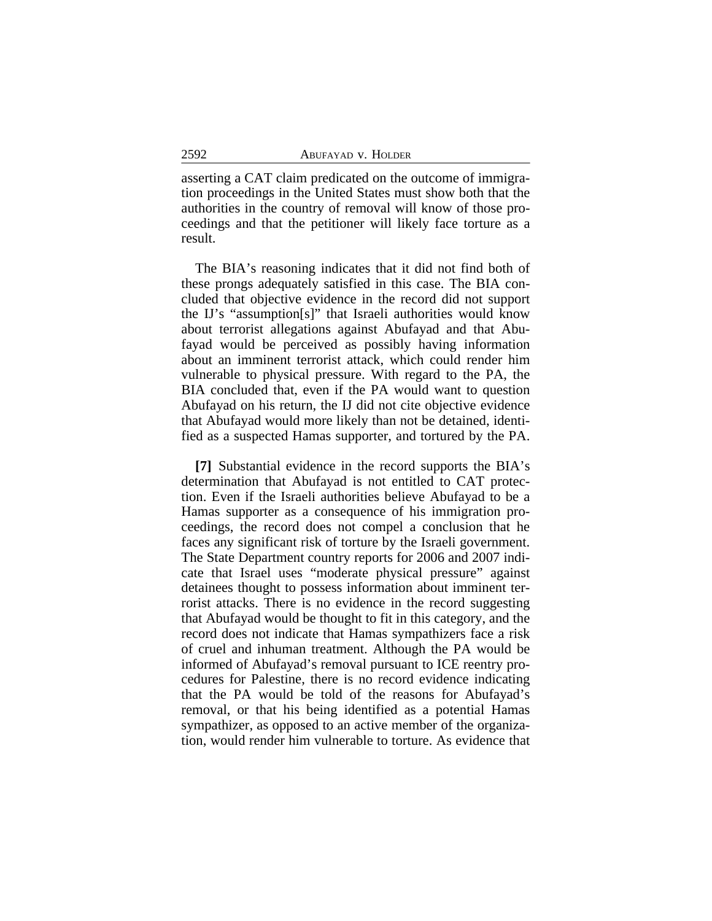asserting a CAT claim predicated on the outcome of immigration proceedings in the United States must show both that the authorities in the country of removal will know of those proceedings and that the petitioner will likely face torture as a result.

The BIA's reasoning indicates that it did not find both of these prongs adequately satisfied in this case. The BIA concluded that objective evidence in the record did not support the IJ's "assumption[s]" that Israeli authorities would know about terrorist allegations against Abufayad and that Abufayad would be perceived as possibly having information about an imminent terrorist attack, which could render him vulnerable to physical pressure. With regard to the PA, the BIA concluded that, even if the PA would want to question Abufayad on his return, the IJ did not cite objective evidence that Abufayad would more likely than not be detained, identified as a suspected Hamas supporter, and tortured by the PA.

**[7]** Substantial evidence in the record supports the BIA's determination that Abufayad is not entitled to CAT protection. Even if the Israeli authorities believe Abufayad to be a Hamas supporter as a consequence of his immigration proceedings, the record does not compel a conclusion that he faces any significant risk of torture by the Israeli government. The State Department country reports for 2006 and 2007 indicate that Israel uses "moderate physical pressure" against detainees thought to possess information about imminent terrorist attacks. There is no evidence in the record suggesting that Abufayad would be thought to fit in this category, and the record does not indicate that Hamas sympathizers face a risk of cruel and inhuman treatment. Although the PA would be informed of Abufayad's removal pursuant to ICE reentry procedures for Palestine, there is no record evidence indicating that the PA would be told of the reasons for Abufayad's removal, or that his being identified as a potential Hamas sympathizer, as opposed to an active member of the organization, would render him vulnerable to torture. As evidence that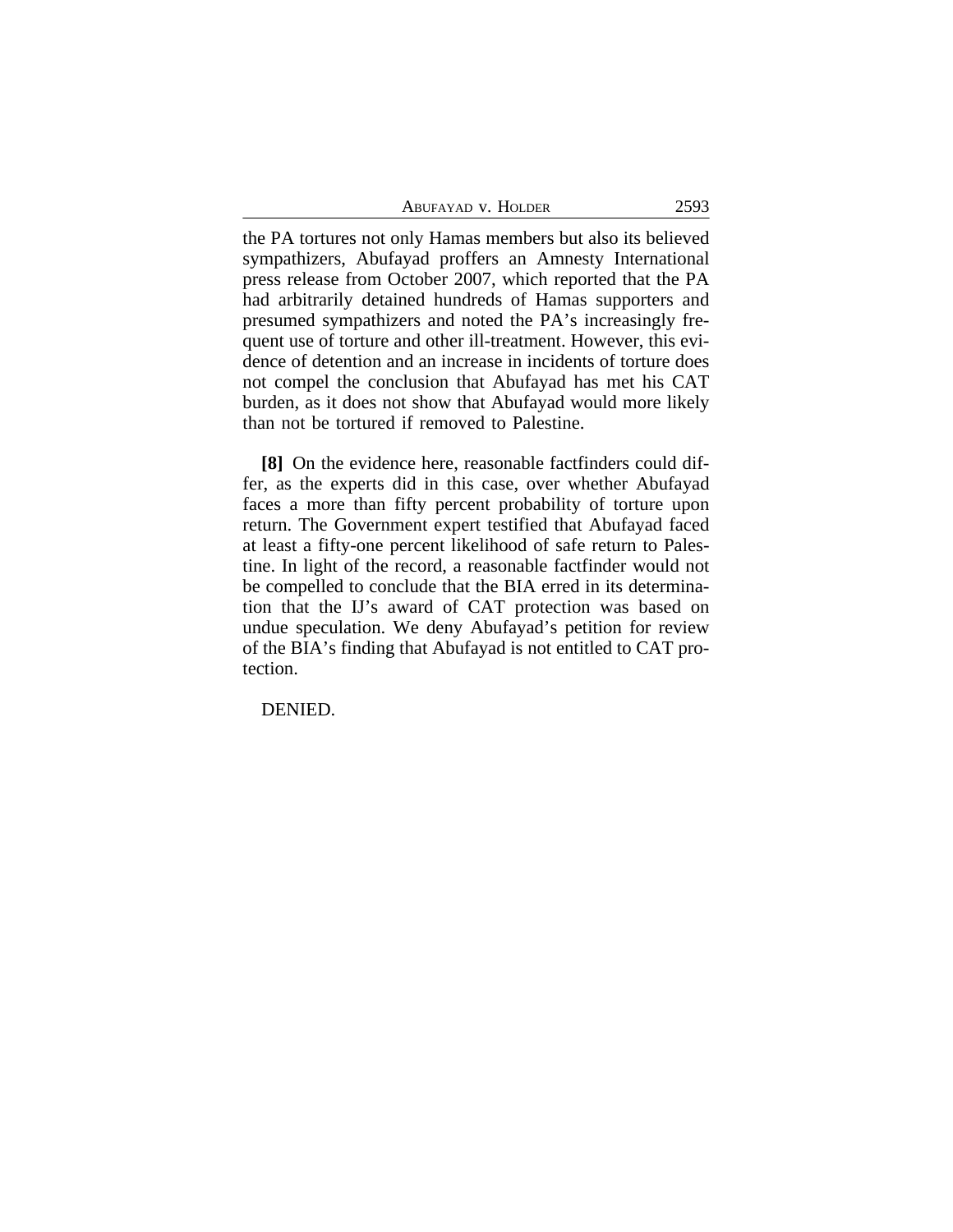the PA tortures not only Hamas members but also its believed sympathizers, Abufayad proffers an Amnesty International press release from October 2007, which reported that the PA had arbitrarily detained hundreds of Hamas supporters and presumed sympathizers and noted the PA's increasingly frequent use of torture and other ill-treatment. However, this evidence of detention and an increase in incidents of torture does not compel the conclusion that Abufayad has met his CAT burden, as it does not show that Abufayad would more likely than not be tortured if removed to Palestine.

**[8]** On the evidence here, reasonable factfinders could differ, as the experts did in this case, over whether Abufayad faces a more than fifty percent probability of torture upon return. The Government expert testified that Abufayad faced at least a fifty-one percent likelihood of safe return to Palestine. In light of the record, a reasonable factfinder would not be compelled to conclude that the BIA erred in its determination that the IJ's award of CAT protection was based on undue speculation. We deny Abufayad's petition for review of the BIA's finding that Abufayad is not entitled to CAT protection.

DENIED.